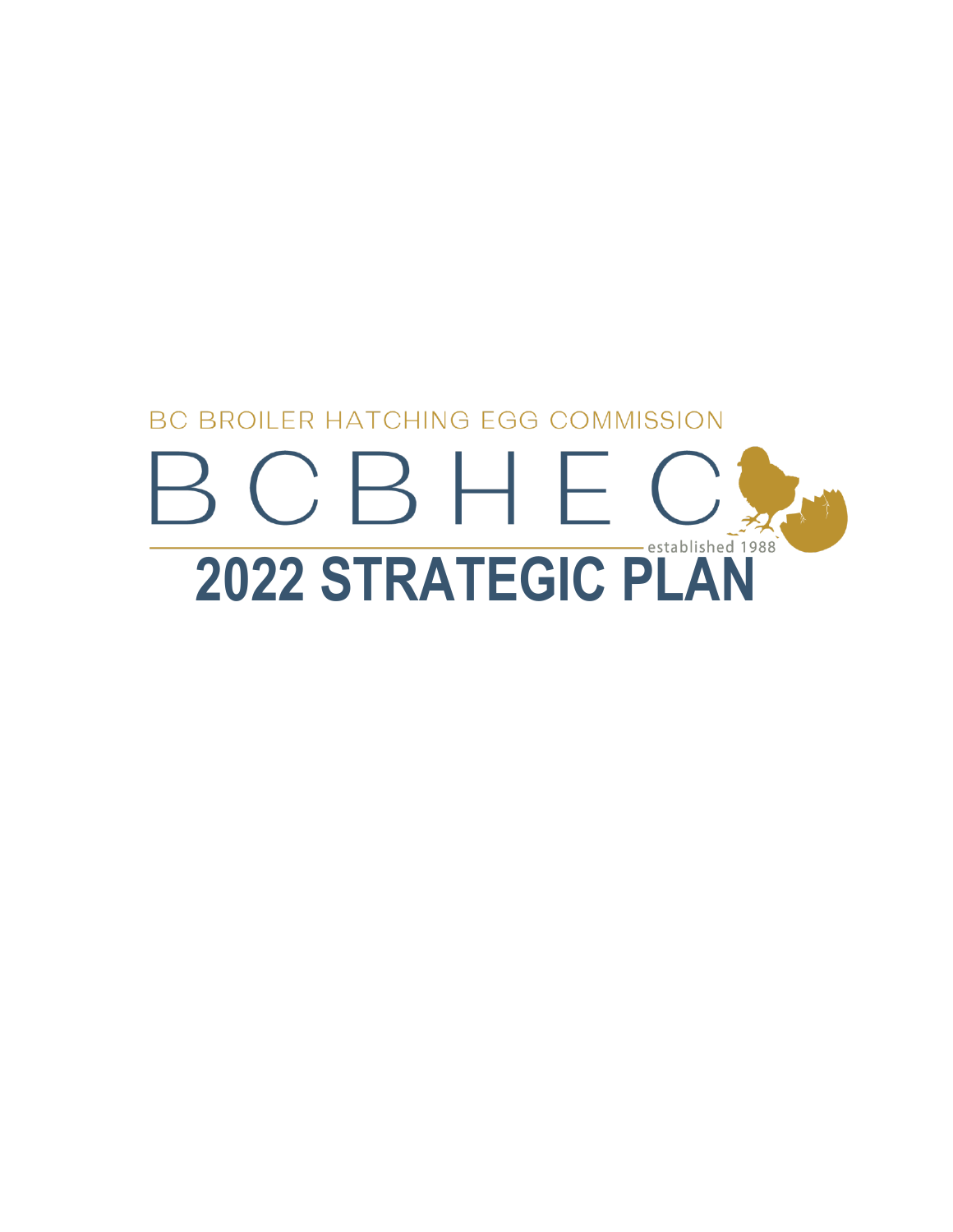BC BROILER HATCHING EGG COMMISSION

BCBHEC

established 1988

# 2022 STRATEGIC PLAN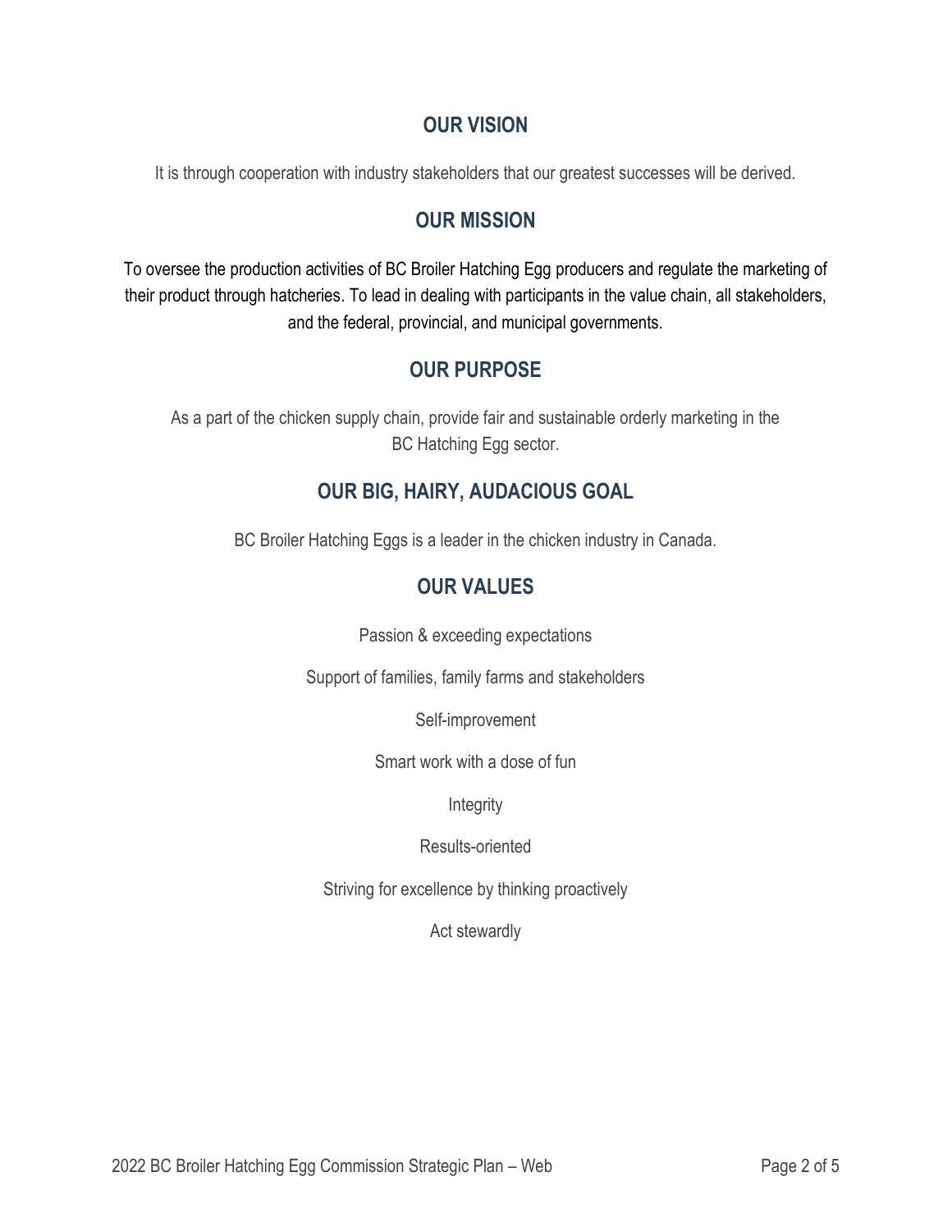## OUR VISION

It is through cooperation with industry stakeholders that our greatest successes will be derived.

## OUR MISSION

To oversee the production activities of BC Broiler Hatching Egg producers and regulate the marketing of their product through hatcheries. To lead in dealing with participants in the value chain, all stakeholders, and the federal, provincial, and municipal governments.

## OUR PURPOSE

As a part of the chicken supply chain, provide fair and sustainable orderly marketing in the BC Hatching Egg sector.

## OUR BIG, HAIRY, AUDACIOUS GOAL

BC Broiler Hatching Eggs is a leader in the chicken industry in Canada.

## OUR VALUES

Passion & exceeding expectations

Support of families, family farms and stakeholders

Self-improvement

Smart work with a dose of fun

Integrity

Results-oriented

Striving for excellence by thinking proactively

Act stewardly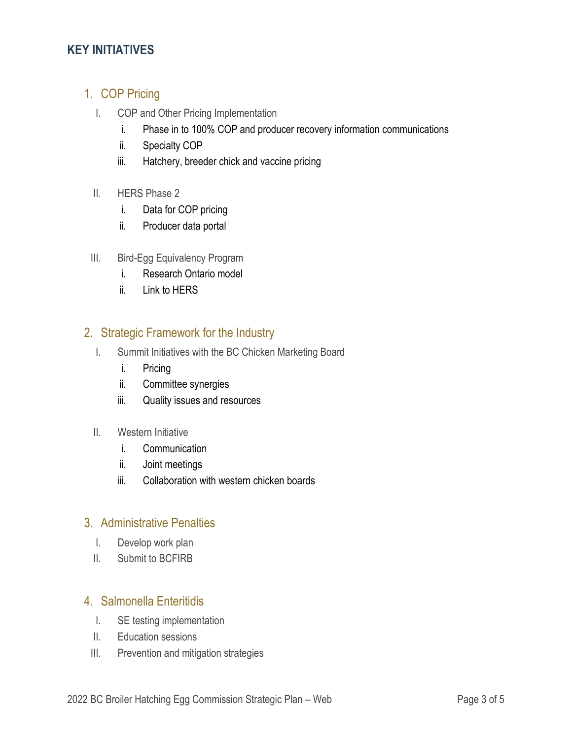## KEY INITIATIVES

### 1. COP Pricing

I. COP and Other Pricing Implementation
   - i. Phase in to 100% COP and producer recovery information communications
   - ii. Specialty COP
   - iii. Hatchery, breeder chick and vaccine pricing

II. HERS Phase 2
   - i. Data for COP pricing
   - ii. Producer data portal

III. Bird-Egg Equivalency Program
   - i. Research Ontario model
   - ii. Link to HERS

### 2. Strategic Framework for the Industry

I. Summit Initiatives with the BC Chicken Marketing Board
   - i. Pricing
   - ii. Committee synergies
   - iii. Quality issues and resources

II. Western Initiative
   - i. Communication
   - ii. Joint meetings
   - iii. Collaboration with western chicken boards

### 3. Administrative Penalties

I. Develop work plan

II. Submit to BCFIRB

### 4. Salmonella Enteritidis

I. SE testing implementation

II. Education sessions

III. Prevention and mitigation strategies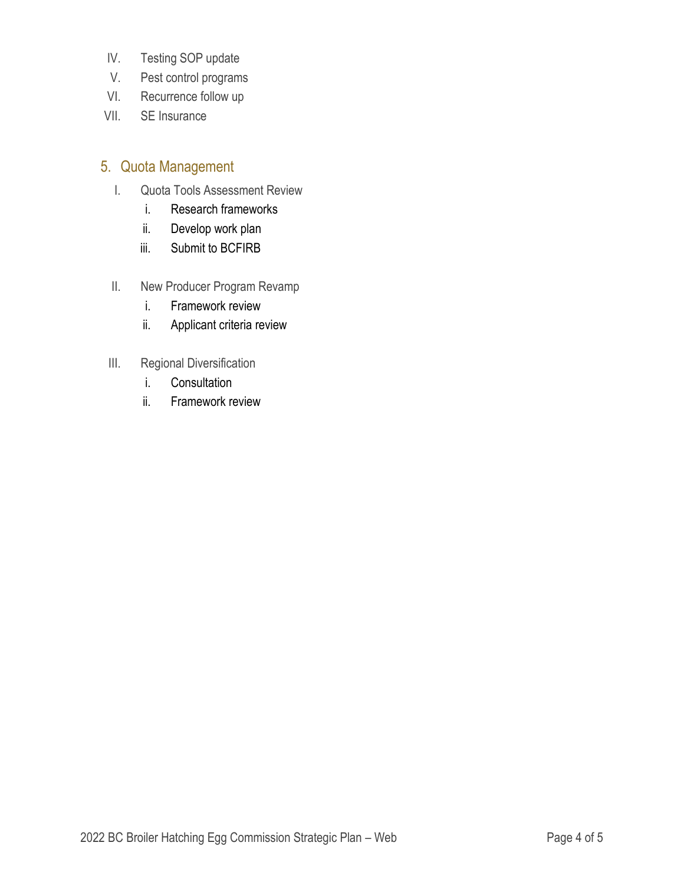IV. Testing SOP update
V. Pest control programs
VI. Recurrence follow up
VII. SE Insurance

## 5. Quota Management

I. Quota Tools Assessment Review
   i. Research frameworks
   ii. Develop work plan
   iii. Submit to BCFIRB

II. New Producer Program Revamp
   i. Framework review
   ii. Applicant criteria review

III. Regional Diversification
   i. Consultation
   ii. Framework review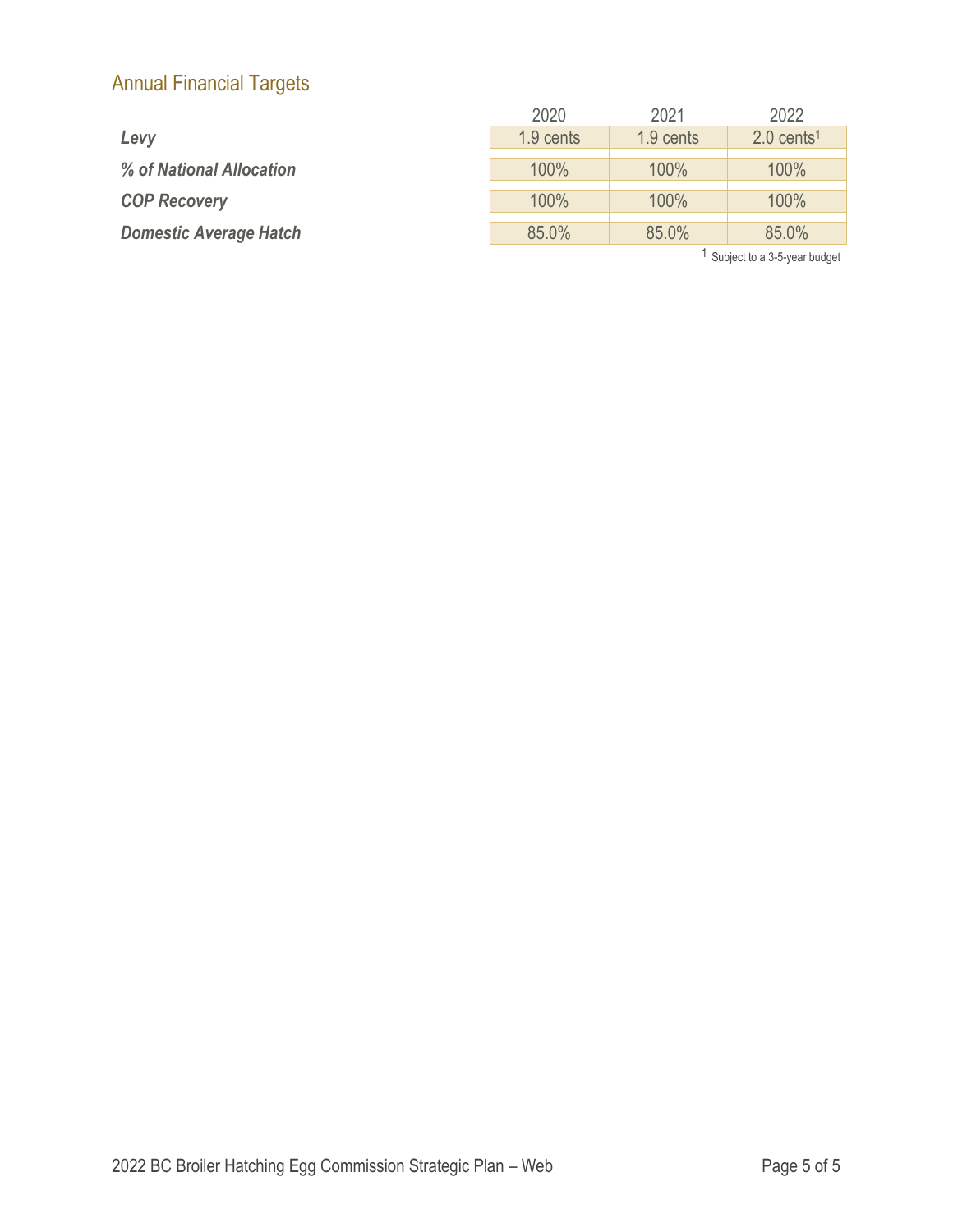## Annual Financial Targets

| | 2020 | 2021 | 2022 |
|---|---|---|---|
| ***Levy*** | 1.9 cents | 1.9 cents | 2.0 cents[1] |
| ***% of National Allocation*** | 100% | 100% | 100% |
| ***COP Recovery*** | 100% | 100% | 100% |
| ***Domestic Average Hatch*** | 85.0% | 85.0% | 85.0% |

[1] Subject to a 3-5-year budget